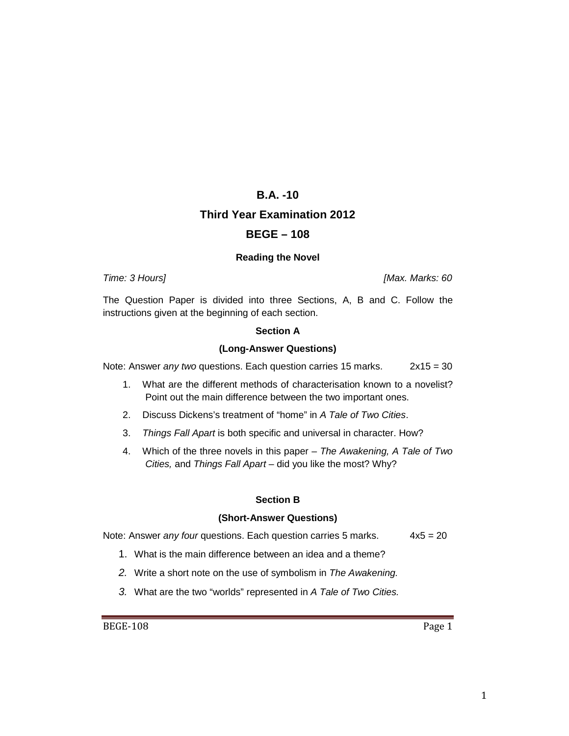# B.A. -10

## Third Year Examination 2012

## BEGE – 108

### Reading the Novel

*Time: 3 Hours]* *[Max. Marks: 60*

The Question Paper is divided into three Sections, A, B and C. Follow the instructions given at the beginning of each section.

### Section A

### (Long-Answer Questions)

Note: Answer *any two* questions. Each question carries 15 marks. 2x15 = 30

1. What are the different methods of characterisation known to a novelist? Point out the main difference between the two important ones.
2. Discuss Dickens's treatment of "home" in *A Tale of Two Cities*.
3. *Things Fall Apart* is both specific and universal in character. How?
4. Which of the three novels in this paper – *The Awakening, A Tale of Two Cities,* and *Things Fall Apart* – did you like the most? Why?

### Section B

### (Short-Answer Questions)

Note: Answer *any four* questions. Each question carries 5 marks. 4x5 = 20

1. What is the main difference between an idea and a theme?
2. Write a short note on the use of symbolism in *The Awakening.*
3. What are the two "worlds" represented in *A Tale of Two Cities.*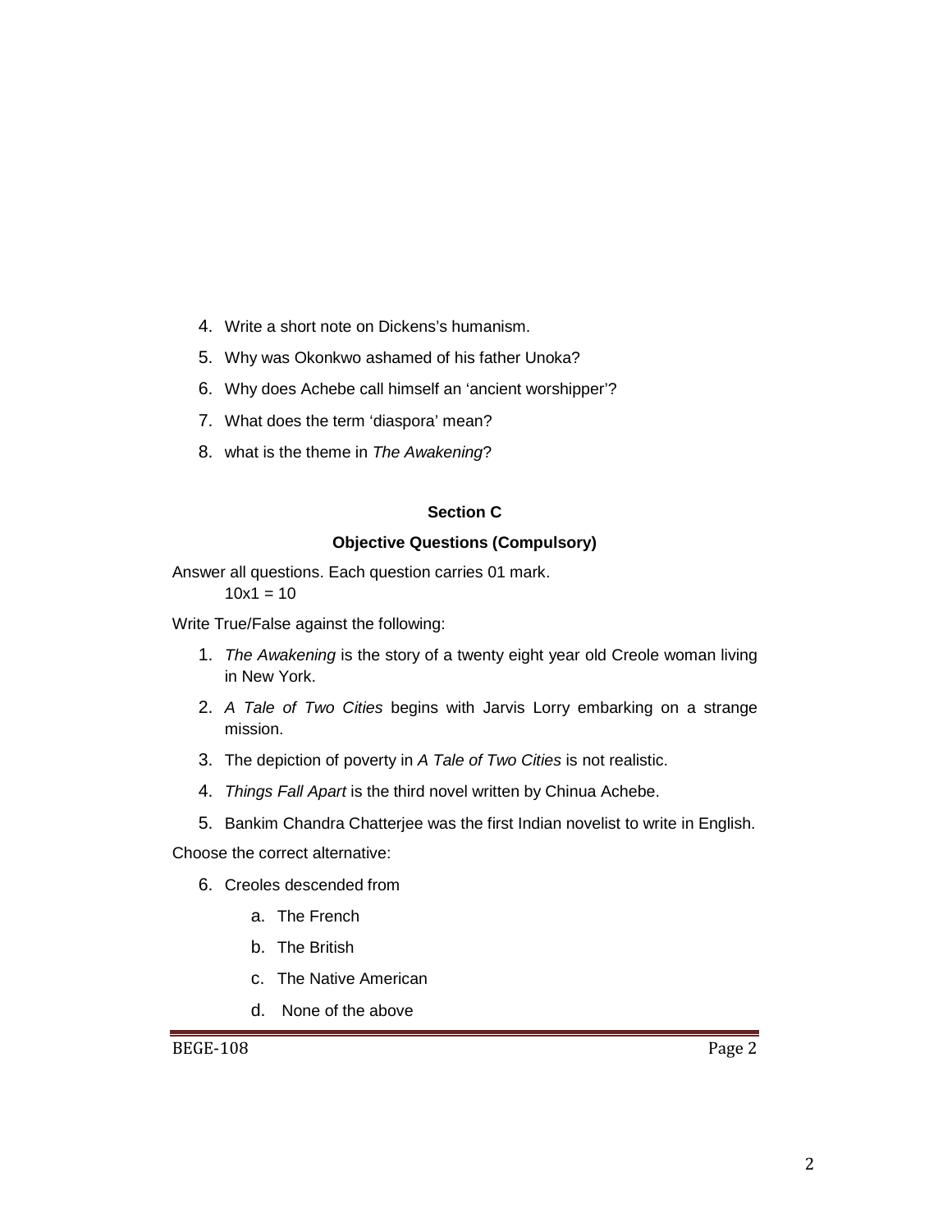4. Write a short note on Dickens's humanism.
5. Why was Okonkwo ashamed of his father Unoka?
6. Why does Achebe call himself an 'ancient worshipper'?
7. What does the term 'diaspora' mean?
8. what is the theme in *The Awakening*?

**Section C**

**Objective Questions (Compulsory)**

Answer all questions. Each question carries 01 mark.
10x1 = 10

Write True/False against the following:

1. *The Awakening* is the story of a twenty eight year old Creole woman living in New York.
2. *A Tale of Two Cities* begins with Jarvis Lorry embarking on a strange mission.
3. The depiction of poverty in *A Tale of Two Cities* is not realistic.
4. *Things Fall Apart* is the third novel written by Chinua Achebe.
5. Bankim Chandra Chatterjee was the first Indian novelist to write in English.

Choose the correct alternative:

6. Creoles descended from
   a. The French
   b. The British
   c. The Native American
   d. None of the above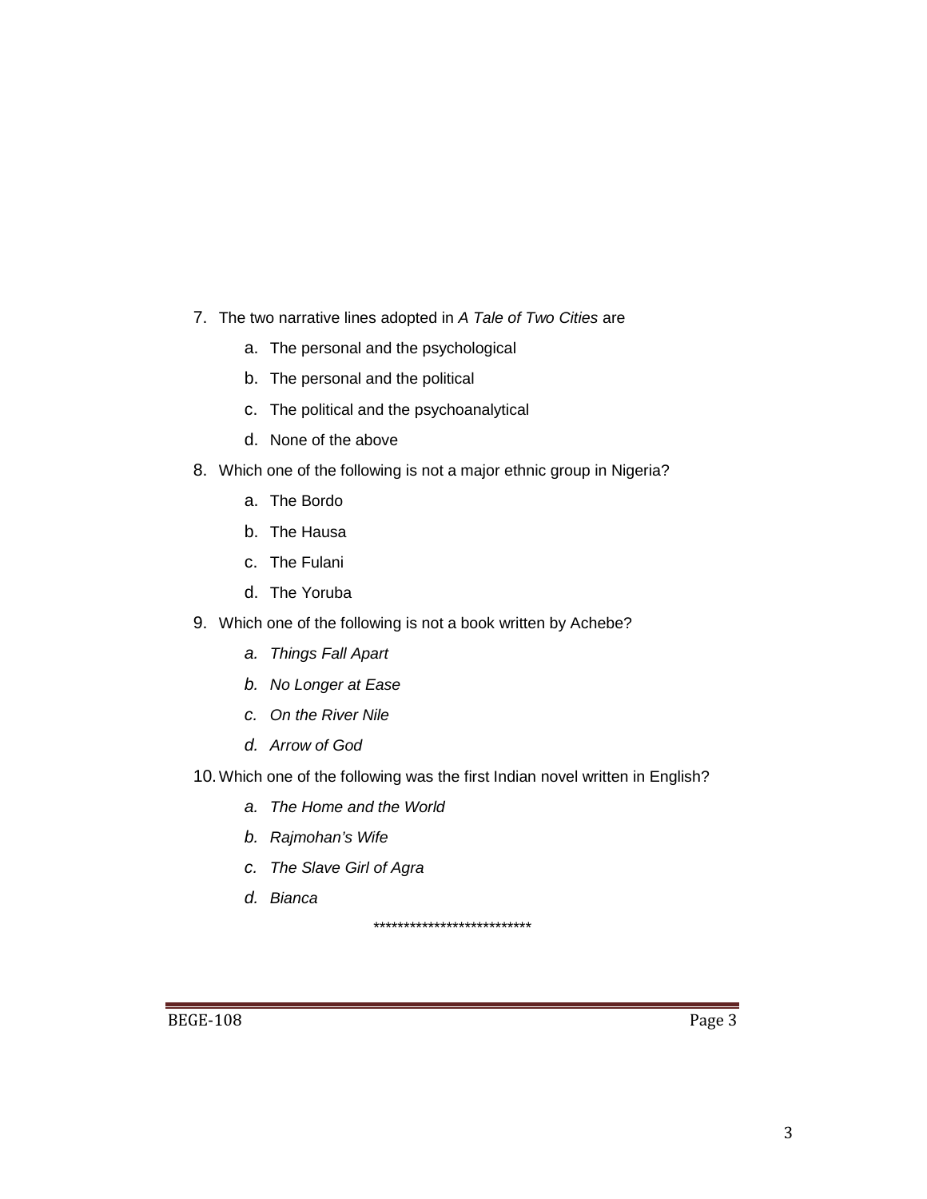7. The two narrative lines adopted in *A Tale of Two Cities* are
    a. The personal and the psychological
    b. The personal and the political
    c. The political and the psychoanalytical
    d. None of the above
8. Which one of the following is not a major ethnic group in Nigeria?
    a. The Bordo
    b. The Hausa
    c. The Fulani
    d. The Yoruba
9. Which one of the following is not a book written by Achebe?
    a. *Things Fall Apart*
    b. *No Longer at Ease*
    c. *On the River Nile*
    d. *Arrow of God*
10. Which one of the following was the first Indian novel written in English?
    a. *The Home and the World*
    b. *Rajmohan's Wife*
    c. *The Slave Girl of Agra*
    d. *Bianca*

**************************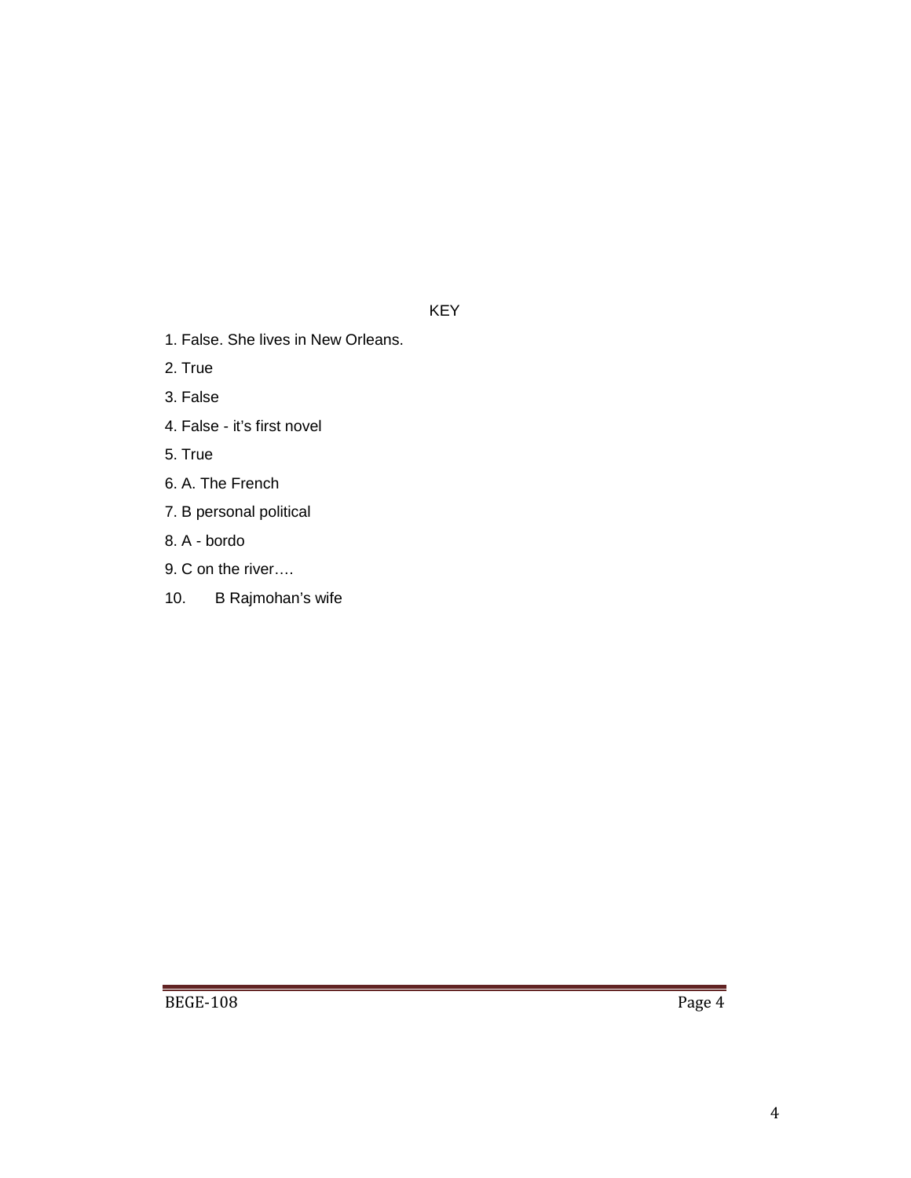KEY

1. False. She lives in New Orleans.
2. True
3. False
4. False - it's first novel
5. True
6. A. The French
7. B personal political
8. A - bordo
9. C on the river….
10. B Rajmohan's wife